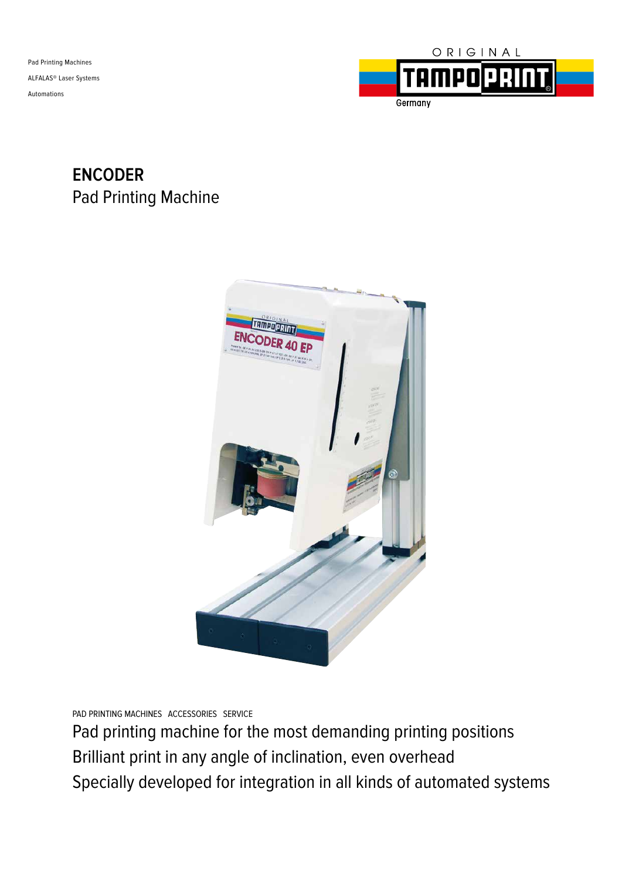Pad Printing Machines

ALFALAS® Laser Systems

Automations

ORIGINAL TAMPOPRINT Germany

# ENCODER
## Pad Printing Machine

PAD PRINTING MACHINES ACCESSORIES SERVICE

Pad printing machine for the most demanding printing positions

Brilliant print in any angle of inclination, even overhead

Specially developed for integration in all kinds of automated systems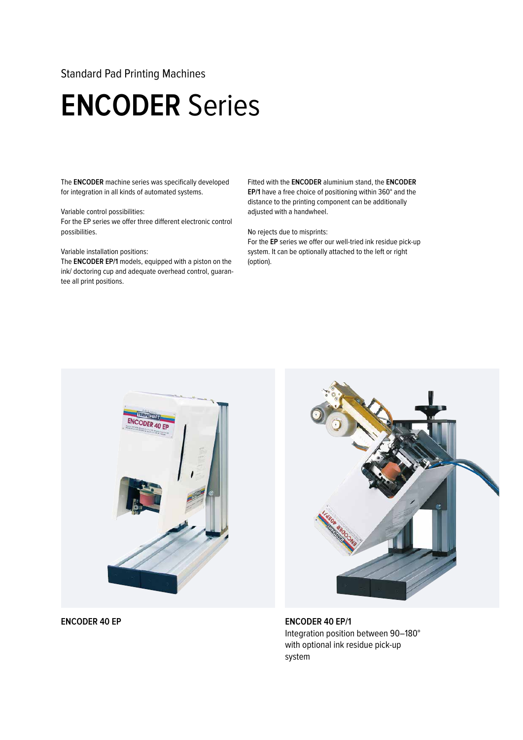Standard Pad Printing Machines

# **ENCODER** Series

The **ENCODER** machine series was specifically developed for integration in all kinds of automated systems.

Variable control possibilities:
For the EP series we offer three different electronic control possibilities.

Variable installation positions:
The **ENCODER EP/1** models, equipped with a piston on the ink/ doctoring cup and adequate overhead control, guarantee all print positions.

Fitted with the **ENCODER** aluminium stand, the **ENCODER EP/1** have a free choice of positioning within 360° and the distance to the printing component can be additionally adjusted with a handwheel.

No rejects due to misprints:
For the **EP** series we offer our well-tried ink residue pick-up system. It can be optionally attached to the left or right (option).

**ENCODER 40 EP**

**ENCODER 40 EP/1**
Integration position between 90–180° with optional ink residue pick-up system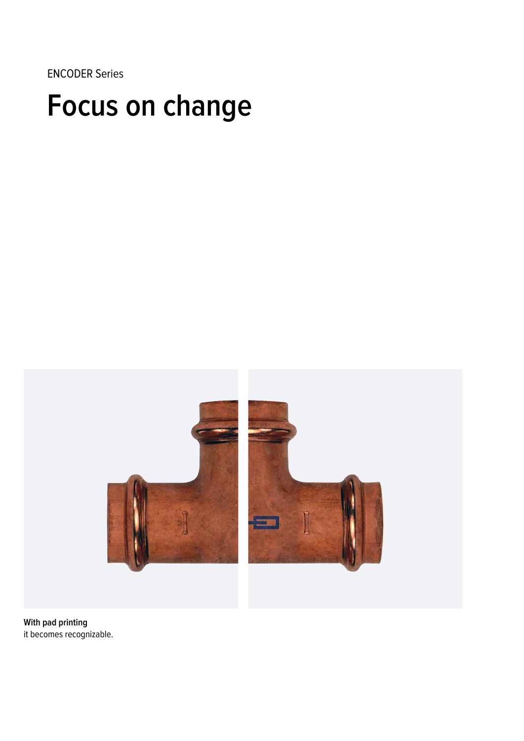ENCODER Series

# Focus on change

**With pad printing**
it becomes recognizable.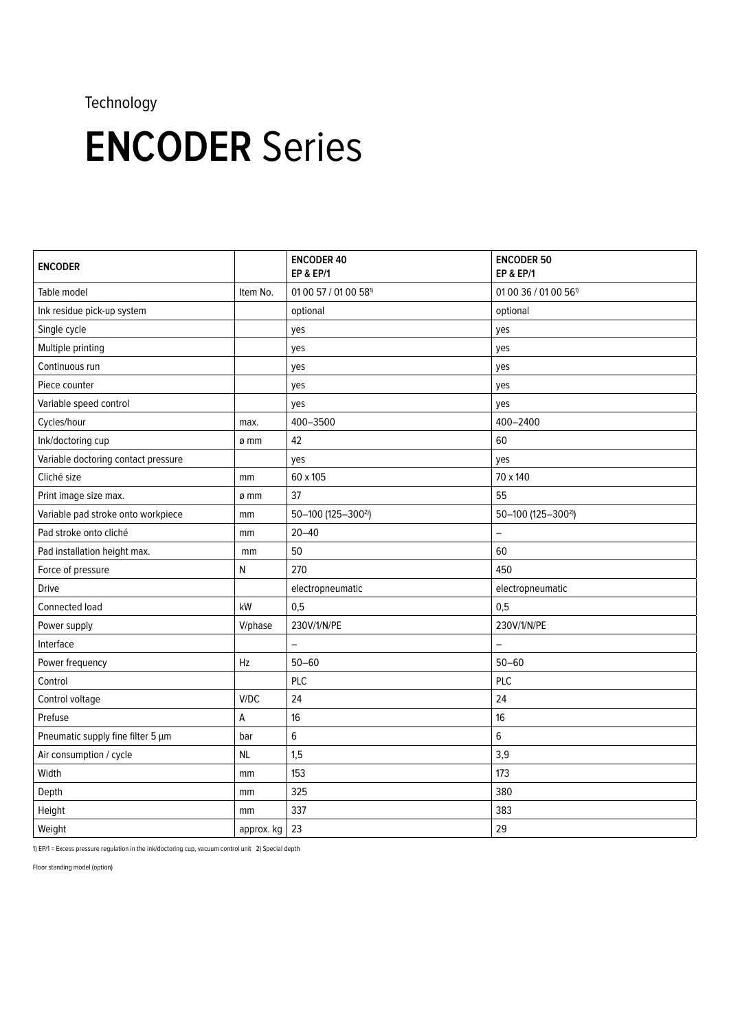Technology

# **ENCODER** Series

| ENCODER | | ENCODER 40 EP & EP/1 | ENCODER 50 EP & EP/1 |
|---|---|---|---|
| Table model | Item No. | 01 00 57 / 01 00 58[1] | 01 00 36 / 01 00 56[1] |
| Ink residue pick-up system | | optional | optional |
| Single cycle | | yes | yes |
| Multiple printing | | yes | yes |
| Continuous run | | yes | yes |
| Piece counter | | yes | yes |
| Variable speed control | | yes | yes |
| Cycles/hour | max. | 400–3500 | 400–2400 |
| Ink/doctoring cup | ø mm | 42 | 60 |
| Variable doctoring contact pressure | | yes | yes |
| Cliché size | mm | 60 x 105 | 70 x 140 |
| Print image size max. | ø mm | 37 | 55 |
| Variable pad stroke onto workpiece | mm | 50–100 (125–300[2]) | 50–100 (125–300[2]) |
| Pad stroke onto cliché | mm | 20–40 | – |
| Pad installation height max. | mm | 50 | 60 |
| Force of pressure | N | 270 | 450 |
| Drive | | electropneumatic | electropneumatic |
| Connected load | kW | 0,5 | 0,5 |
| Power supply | V/phase | 230V/1/N/PE | 230V/1/N/PE |
| Interface | | – | – |
| Power frequency | Hz | 50–60 | 50–60 |
| Control | | PLC | PLC |
| Control voltage | V/DC | 24 | 24 |
| Prefuse | A | 16 | 16 |
| Pneumatic supply fine filter 5 µm | bar | 6 | 6 |
| Air consumption / cycle | NL | 1,5 | 3,9 |
| Width | mm | 153 | 173 |
| Depth | mm | 325 | 380 |
| Height | mm | 337 | 383 |
| Weight | approx. kg | 23 | 29 |

1) EP/1 = Excess pressure regulation in the ink/doctoring cup, vacuum control unit 2) Special depth

Floor standing model (option)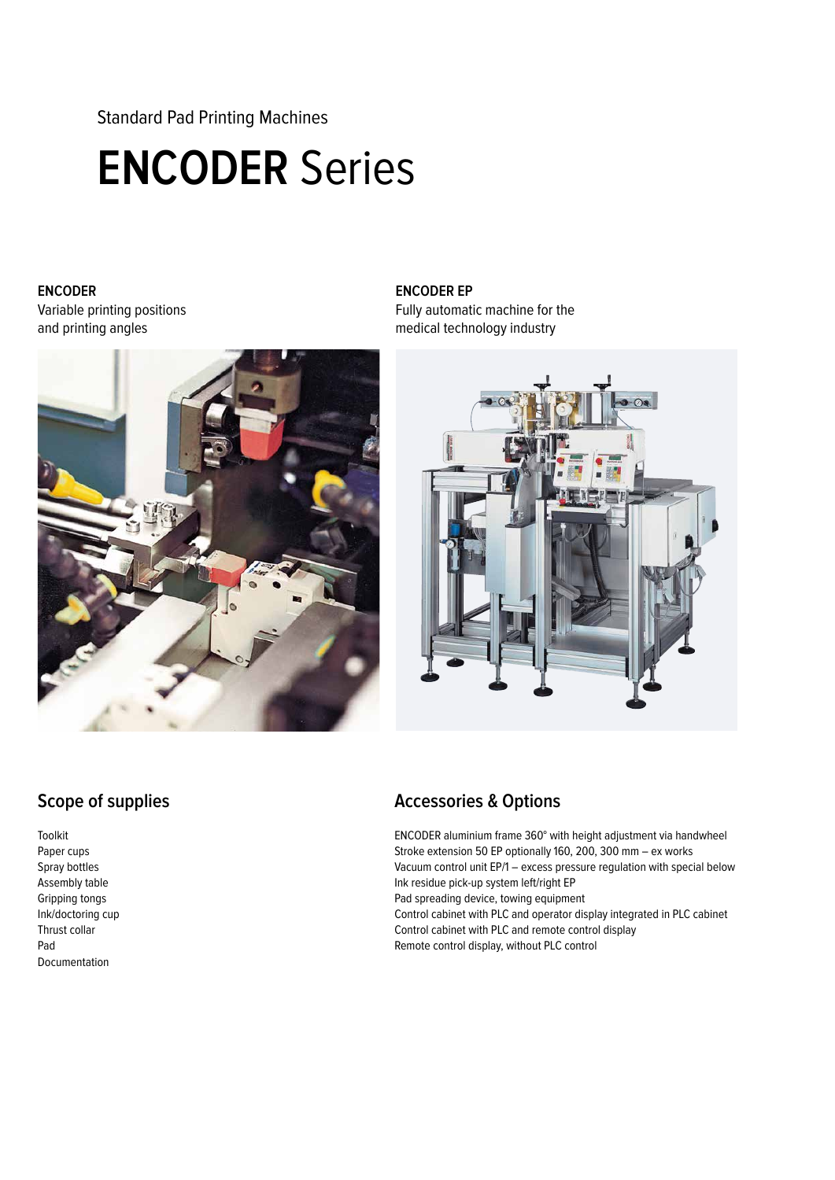Standard Pad Printing Machines

# **ENCODER** Series

**ENCODER**
Variable printing positions
and printing angles

**ENCODER EP**
Fully automatic machine for the
medical technology industry

## Scope of supplies

Toolkit
Paper cups
Spray bottles
Assembly table
Gripping tongs
Ink/doctoring cup
Thrust collar
Pad
Documentation

## Accessories & Options

ENCODER aluminium frame 360° with height adjustment via handwheel
Stroke extension 50 EP optionally 160, 200, 300 mm – ex works
Vacuum control unit EP/1 – excess pressure regulation with special below
Ink residue pick-up system left/right EP
Pad spreading device, towing equipment
Control cabinet with PLC and operator display integrated in PLC cabinet
Control cabinet with PLC and remote control display
Remote control display, without PLC control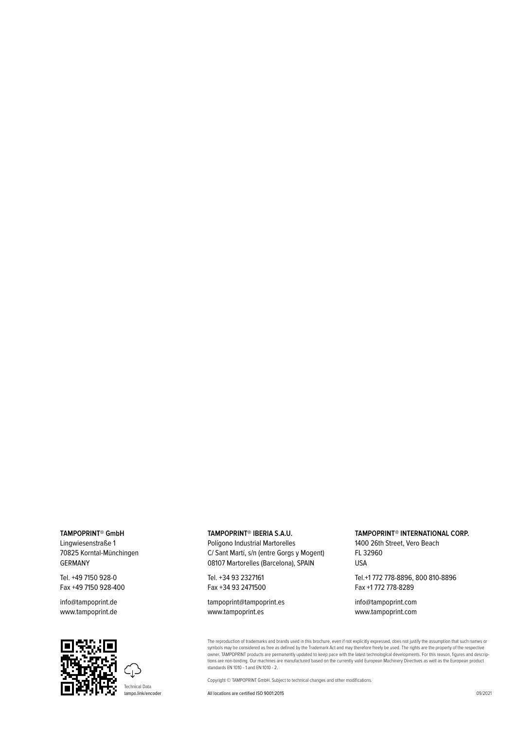**TAMPOPRINT® GmbH**
Lingwiesenstraße 1
70825 Korntal-Münchingen
GERMANY

Tel. +49 7150 928-0
Fax +49 7150 928-400

info@tampoprint.de
www.tampoprint.de

**TAMPOPRINT® IBERIA S.A.U.**
Polígono Industrial Martorelles
C/ Sant Martí, s/n (entre Gorgs y Mogent)
08107 Martorelles (Barcelona), SPAIN

Tel. +34 93 2327161
Fax +34 93 2471500

tampoprint@tampoprint.es
www.tampoprint.es

**TAMPOPRINT® INTERNATIONAL CORP.**
1400 26th Street, Vero Beach
FL 32960
USA

Tel.+1 772 778-8896, 800 810-8896
Fax +1 772 778-8289

info@tampoprint.com
www.tampoprint.com

Technical Data
tampo.link/encoder

The reproduction of trademarks and brands used in this brochure, even if not explicitly expressed, does not justify the assumption that such names or symbols may be considered as free as defined by the Trademark Act and may therefore freely be used. The rights are the property of the respective owner. TAMPOPRINT products are permanently updated to keep pace with the latest technological developments. For this reason, figures and descriptions are non-binding. Our machines are manufactured based on the currently valid European Machinery Directives as well as the European product standards EN 1010 - 1 and EN 1010 - 2.

Copyright © TAMPOPRINT GmbH. Subject to technical changes and other modifications.

All locations are certified ISO 9001:2015

09/2021